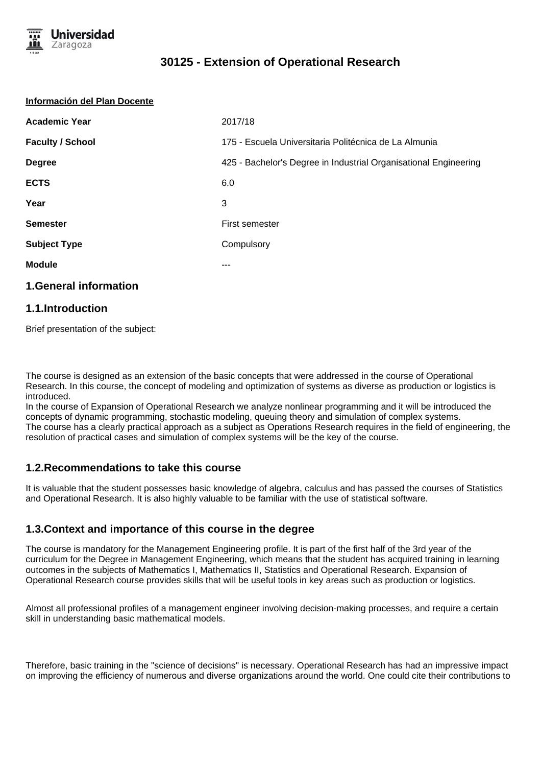# 30125 - Extension of Operational Research

**Información del Plan Docente**

| | |
|---|---|
| **Academic Year** | 2017/18 |
| **Faculty / School** | 175 - Escuela Universitaria Politécnica de La Almunia |
| **Degree** | 425 - Bachelor's Degree in Industrial Organisational Engineering |
| **ECTS** | 6.0 |
| **Year** | 3 |
| **Semester** | First semester |
| **Subject Type** | Compulsory |
| **Module** | --- |

## 1.General information

### 1.1.Introduction

Brief presentation of the subject:

The course is designed as an extension of the basic concepts that were addressed in the course of Operational Research. In this course, the concept of modeling and optimization of systems as diverse as production or logistics is introduced.
In the course of Expansion of Operational Research we analyze nonlinear programming and it will be introduced the concepts of dynamic programming, stochastic modeling, queuing theory and simulation of complex systems.
The course has a clearly practical approach as a subject as Operations Research requires in the field of engineering, the resolution of practical cases and simulation of complex systems will be the key of the course.

### 1.2.Recommendations to take this course

It is valuable that the student possesses basic knowledge of algebra, calculus and has passed the courses of Statistics and Operational Research. It is also highly valuable to be familiar with the use of statistical software.

### 1.3.Context and importance of this course in the degree

The course is mandatory for the Management Engineering profile. It is part of the first half of the 3rd year of the curriculum for the Degree in Management Engineering, which means that the student has acquired training in learning outcomes in the subjects of Mathematics I, Mathematics II, Statistics and Operational Research. Expansion of Operational Research course provides skills that will be useful tools in key areas such as production or logistics.

Almost all professional profiles of a management engineer involving decision-making processes, and require a certain skill in understanding basic mathematical models.

Therefore, basic training in the "science of decisions" is necessary. Operational Research has had an impressive impact on improving the efficiency of numerous and diverse organizations around the world. One could cite their contributions to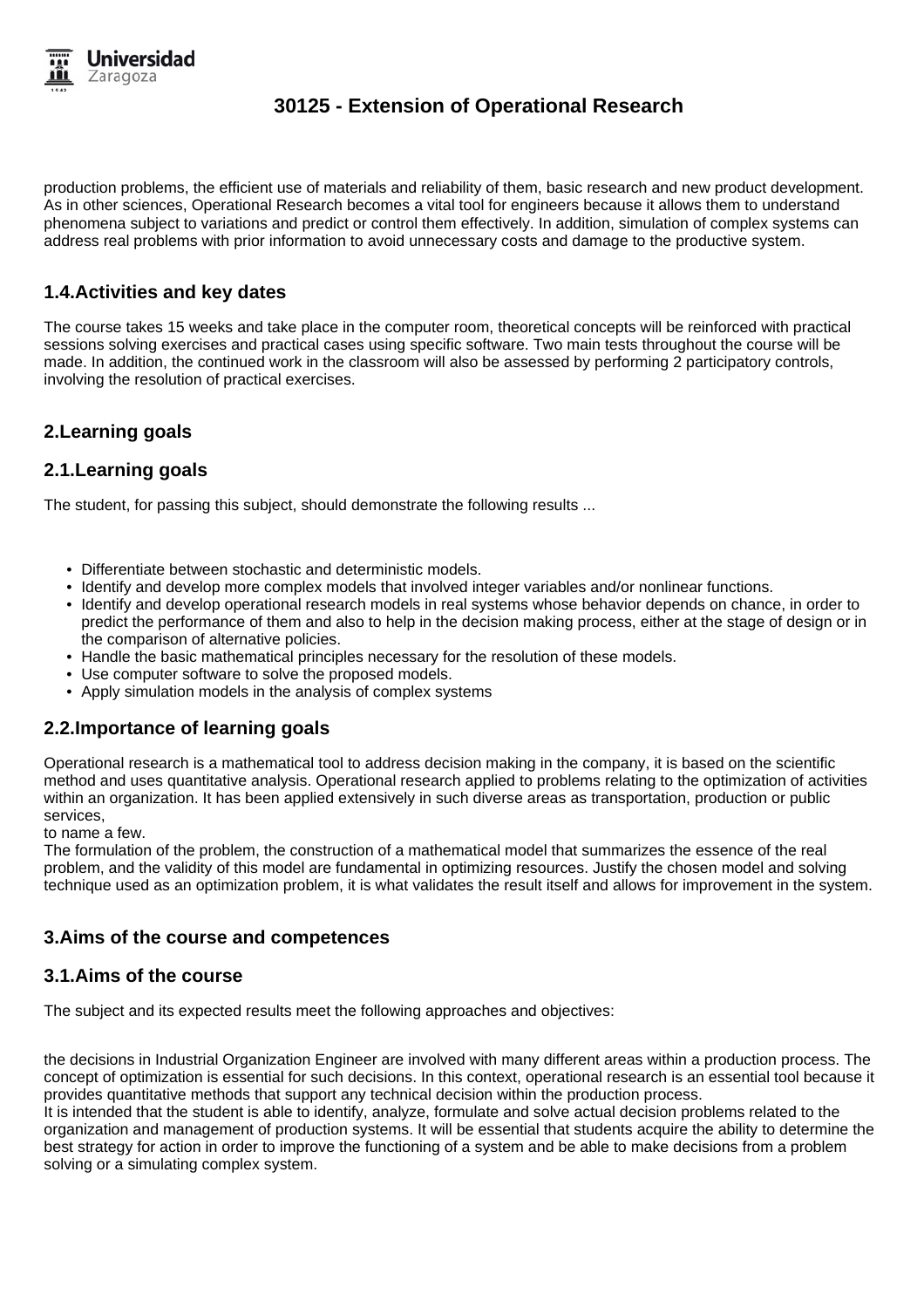production problems, the efficient use of materials and reliability of them, basic research and new product development. As in other sciences, Operational Research becomes a vital tool for engineers because it allows them to understand phenomena subject to variations and predict or control them effectively. In addition, simulation of complex systems can address real problems with prior information to avoid unnecessary costs and damage to the productive system.

## 1.4.Activities and key dates

The course takes 15 weeks and take place in the computer room, theoretical concepts will be reinforced with practical sessions solving exercises and practical cases using specific software. Two main tests throughout the course will be made. In addition, the continued work in the classroom will also be assessed by performing 2 participatory controls, involving the resolution of practical exercises.

## 2.Learning goals

## 2.1.Learning goals

The student, for passing this subject, should demonstrate the following results ...

- Differentiate between stochastic and deterministic models.
- Identify and develop more complex models that involved integer variables and/or nonlinear functions.
- Identify and develop operational research models in real systems whose behavior depends on chance, in order to predict the performance of them and also to help in the decision making process, either at the stage of design or in the comparison of alternative policies.
- Handle the basic mathematical principles necessary for the resolution of these models.
- Use computer software to solve the proposed models.
- Apply simulation models in the analysis of complex systems

## 2.2.Importance of learning goals

Operational research is a mathematical tool to address decision making in the company, it is based on the scientific method and uses quantitative analysis. Operational research applied to problems relating to the optimization of activities within an organization. It has been applied extensively in such diverse areas as transportation, production or public services,
to name a few.
The formulation of the problem, the construction of a mathematical model that summarizes the essence of the real problem, and the validity of this model are fundamental in optimizing resources. Justify the chosen model and solving technique used as an optimization problem, it is what validates the result itself and allows for improvement in the system.

## 3.Aims of the course and competences

## 3.1.Aims of the course

The subject and its expected results meet the following approaches and objectives:

the decisions in Industrial Organization Engineer are involved with many different areas within a production process. The concept of optimization is essential for such decisions. In this context, operational research is an essential tool because it provides quantitative methods that support any technical decision within the production process.
It is intended that the student is able to identify, analyze, formulate and solve actual decision problems related to the organization and management of production systems. It will be essential that students acquire the ability to determine the best strategy for action in order to improve the functioning of a system and be able to make decisions from a problem solving or a simulating complex system.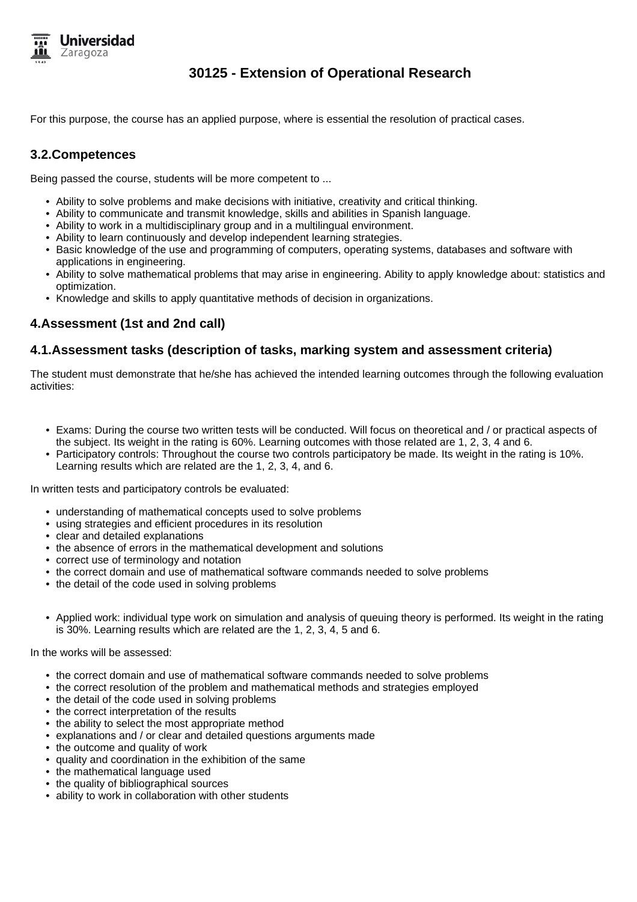For this purpose, the course has an applied purpose, where is essential the resolution of practical cases.

## 3.2.Competences

Being passed the course, students will be more competent to ...

- Ability to solve problems and make decisions with initiative, creativity and critical thinking.
- Ability to communicate and transmit knowledge, skills and abilities in Spanish language.
- Ability to work in a multidisciplinary group and in a multilingual environment.
- Ability to learn continuously and develop independent learning strategies.
- Basic knowledge of the use and programming of computers, operating systems, databases and software with applications in engineering.
- Ability to solve mathematical problems that may arise in engineering. Ability to apply knowledge about: statistics and optimization.
- Knowledge and skills to apply quantitative methods of decision in organizations.

## 4.Assessment (1st and 2nd call)

## 4.1.Assessment tasks (description of tasks, marking system and assessment criteria)

The student must demonstrate that he/she has achieved the intended learning outcomes through the following evaluation activities:

- Exams: During the course two written tests will be conducted. Will focus on theoretical and / or practical aspects of the subject. Its weight in the rating is 60%. Learning outcomes with those related are 1, 2, 3, 4 and 6.
- Participatory controls: Throughout the course two controls participatory be made. Its weight in the rating is 10%. Learning results which are related are the 1, 2, 3, 4, and 6.

In written tests and participatory controls be evaluated:

- understanding of mathematical concepts used to solve problems
- using strategies and efficient procedures in its resolution
- clear and detailed explanations
- the absence of errors in the mathematical development and solutions
- correct use of terminology and notation
- the correct domain and use of mathematical software commands needed to solve problems
- the detail of the code used in solving problems

- Applied work: individual type work on simulation and analysis of queuing theory is performed. Its weight in the rating is 30%. Learning results which are related are the 1, 2, 3, 4, 5 and 6.

In the works will be assessed:

- the correct domain and use of mathematical software commands needed to solve problems
- the correct resolution of the problem and mathematical methods and strategies employed
- the detail of the code used in solving problems
- the correct interpretation of the results
- the ability to select the most appropriate method
- explanations and / or clear and detailed questions arguments made
- the outcome and quality of work
- quality and coordination in the exhibition of the same
- the mathematical language used
- the quality of bibliographical sources
- ability to work in collaboration with other students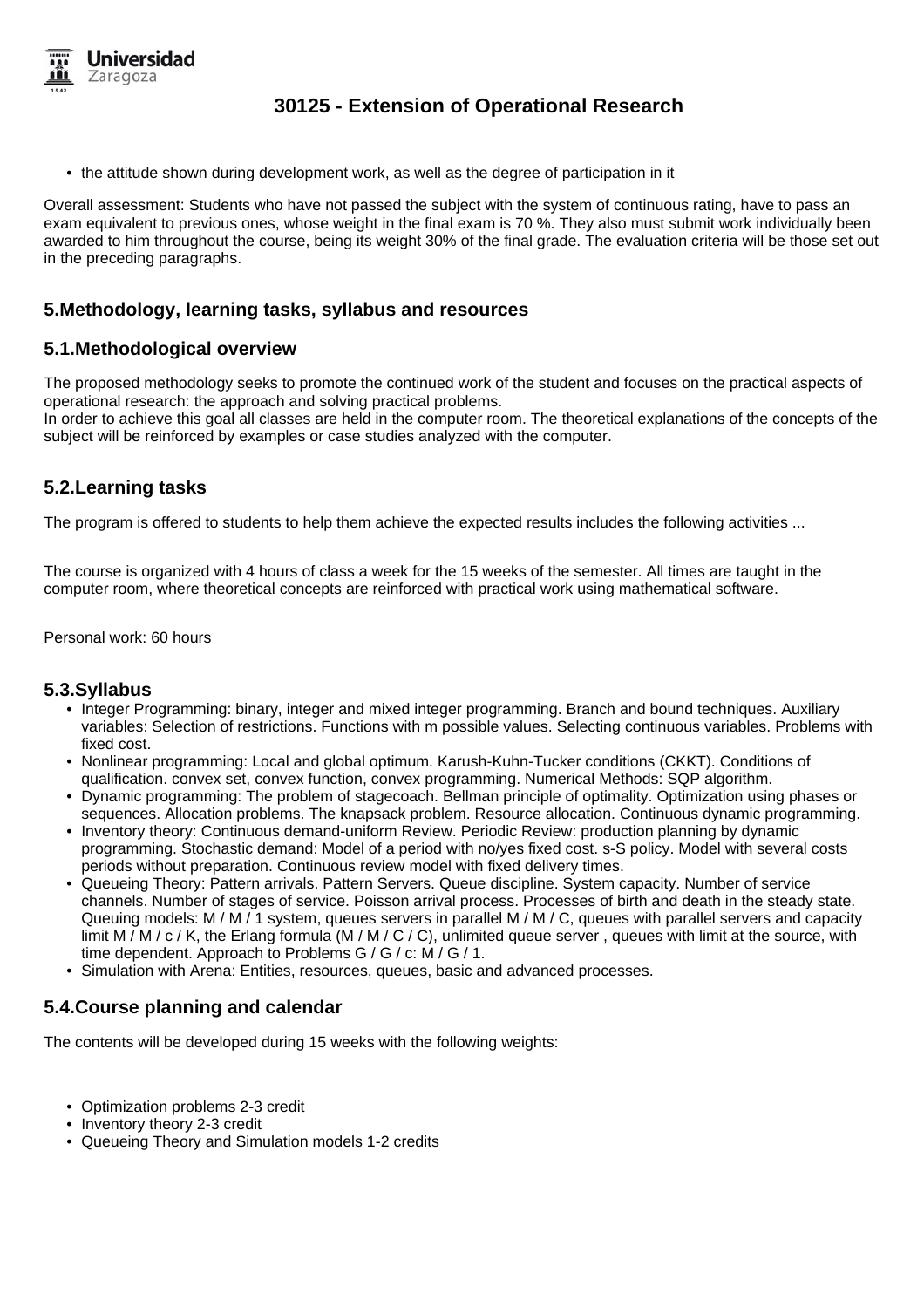- the attitude shown during development work, as well as the degree of participation in it

Overall assessment: Students who have not passed the subject with the system of continuous rating, have to pass an exam equivalent to previous ones, whose weight in the final exam is 70 %. They also must submit work individually been awarded to him throughout the course, being its weight 30% of the final grade. The evaluation criteria will be those set out in the preceding paragraphs.

## 5.Methodology, learning tasks, syllabus and resources

### 5.1.Methodological overview

The proposed methodology seeks to promote the continued work of the student and focuses on the practical aspects of operational research: the approach and solving practical problems.
In order to achieve this goal all classes are held in the computer room. The theoretical explanations of the concepts of the subject will be reinforced by examples or case studies analyzed with the computer.

### 5.2.Learning tasks

The program is offered to students to help them achieve the expected results includes the following activities ...

The course is organized with 4 hours of class a week for the 15 weeks of the semester. All times are taught in the computer room, where theoretical concepts are reinforced with practical work using mathematical software.

Personal work: 60 hours

### 5.3.Syllabus

- Integer Programming: binary, integer and mixed integer programming. Branch and bound techniques. Auxiliary variables: Selection of restrictions. Functions with m possible values. Selecting continuous variables. Problems with fixed cost.
- Nonlinear programming: Local and global optimum. Karush-Kuhn-Tucker conditions (CKKT). Conditions of qualification. convex set, convex function, convex programming. Numerical Methods: SQP algorithm.
- Dynamic programming: The problem of stagecoach. Bellman principle of optimality. Optimization using phases or sequences. Allocation problems. The knapsack problem. Resource allocation. Continuous dynamic programming.
- Inventory theory: Continuous demand-uniform Review. Periodic Review: production planning by dynamic programming. Stochastic demand: Model of a period with no/yes fixed cost. s-S policy. Model with several costs periods without preparation. Continuous review model with fixed delivery times.
- Queueing Theory: Pattern arrivals. Pattern Servers. Queue discipline. System capacity. Number of service channels. Number of stages of service. Poisson arrival process. Processes of birth and death in the steady state. Queuing models: M / M / 1 system, queues servers in parallel M / M / C, queues with parallel servers and capacity limit M / M / c / K, the Erlang formula (M / M / C / C), unlimited queue server , queues with limit at the source, with time dependent. Approach to Problems G / G / c: M / G / 1.
- Simulation with Arena: Entities, resources, queues, basic and advanced processes.

### 5.4.Course planning and calendar

The contents will be developed during 15 weeks with the following weights:

- Optimization problems 2-3 credit
- Inventory theory 2-3 credit
- Queueing Theory and Simulation models 1-2 credits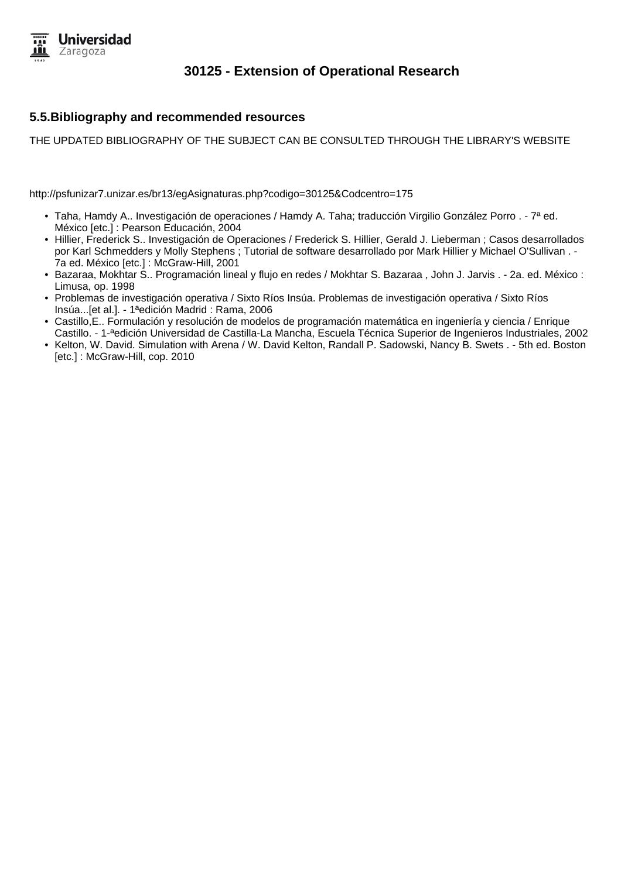# 30125 - Extension of Operational Research

## 5.5.Bibliography and recommended resources

THE UPDATED BIBLIOGRAPHY OF THE SUBJECT CAN BE CONSULTED THROUGH THE LIBRARY'S WEBSITE

http://psfunizar7.unizar.es/br13/egAsignaturas.php?codigo=30125&Codcentro=175

- Taha, Hamdy A.. Investigación de operaciones / Hamdy A. Taha; traducción Virgilio González Porro . - 7ª ed. México [etc.] : Pearson Educación, 2004
- Hillier, Frederick S.. Investigación de Operaciones / Frederick S. Hillier, Gerald J. Lieberman ; Casos desarrollados por Karl Schmedders y Molly Stephens ; Tutorial de software desarrollado por Mark Hillier y Michael O'Sullivan . - 7a ed. México [etc.] : McGraw-Hill, 2001
- Bazaraa, Mokhtar S.. Programación lineal y flujo en redes / Mokhtar S. Bazaraa , John J. Jarvis . - 2a. ed. México : Limusa, op. 1998
- Problemas de investigación operativa / Sixto Ríos Insúa. Problemas de investigación operativa / Sixto Ríos Insúa...[et al.]. - 1ªedición Madrid : Rama, 2006
- Castillo,E.. Formulación y resolución de modelos de programación matemática en ingeniería y ciencia / Enrique Castillo. - 1-ªedición Universidad de Castilla-La Mancha, Escuela Técnica Superior de Ingenieros Industriales, 2002
- Kelton, W. David. Simulation with Arena / W. David Kelton, Randall P. Sadowski, Nancy B. Swets . - 5th ed. Boston [etc.] : McGraw-Hill, cop. 2010